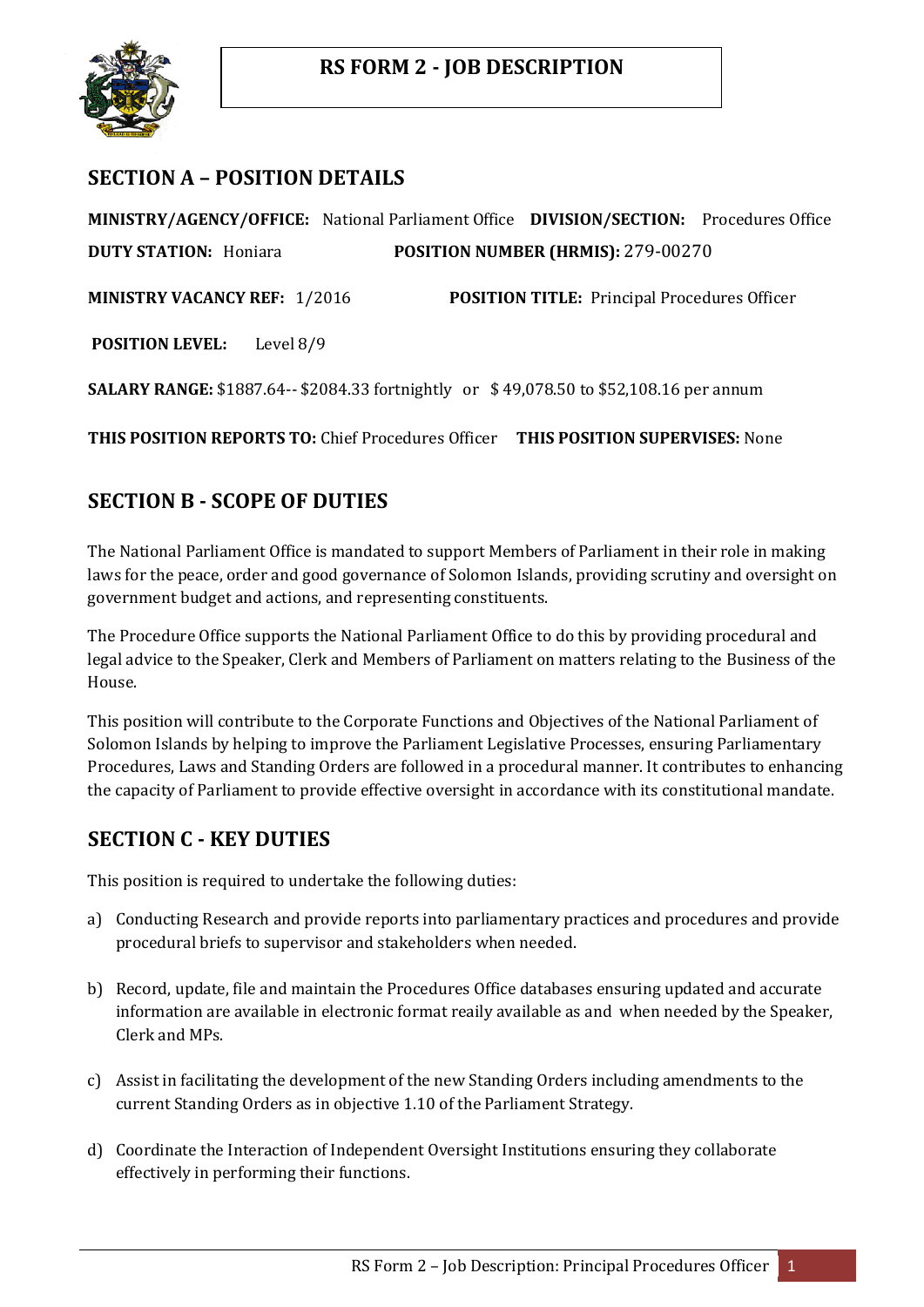# RS FORM 2 - JOB DESCRIPTION

## SECTION A – POSITION DETAILS

**MINISTRY/AGENCY/OFFICE:** National Parliament Office **DIVISION/SECTION:** Procedures Office

**DUTY STATION:** Honiara **POSITION NUMBER (HRMIS):** 279-00270

**MINISTRY VACANCY REF:** 1/2016 **POSITION TITLE:** Principal Procedures Officer

**POSITION LEVEL:** Level 8/9

**SALARY RANGE:** $1887.64-- $2084.33 fortnightly or $ 49,078.50 to $52,108.16 per annum

**THIS POSITION REPORTS TO:** Chief Procedures Officer **THIS POSITION SUPERVISES:** None

## SECTION B - SCOPE OF DUTIES

The National Parliament Office is mandated to support Members of Parliament in their role in making laws for the peace, order and good governance of Solomon Islands, providing scrutiny and oversight on government budget and actions, and representing constituents.

The Procedure Office supports the National Parliament Office to do this by providing procedural and legal advice to the Speaker, Clerk and Members of Parliament on matters relating to the Business of the House.

This position will contribute to the Corporate Functions and Objectives of the National Parliament of Solomon Islands by helping to improve the Parliament Legislative Processes, ensuring Parliamentary Procedures, Laws and Standing Orders are followed in a procedural manner. It contributes to enhancing the capacity of Parliament to provide effective oversight in accordance with its constitutional mandate.

## SECTION C - KEY DUTIES

This position is required to undertake the following duties:

a) Conducting Research and provide reports into parliamentary practices and procedures and provide procedural briefs to supervisor and stakeholders when needed.

b) Record, update, file and maintain the Procedures Office databases ensuring updated and accurate information are available in electronic format reaily available as and when needed by the Speaker, Clerk and MPs.

c) Assist in facilitating the development of the new Standing Orders including amendments to the current Standing Orders as in objective 1.10 of the Parliament Strategy.

d) Coordinate the Interaction of Independent Oversight Institutions ensuring they collaborate effectively in performing their functions.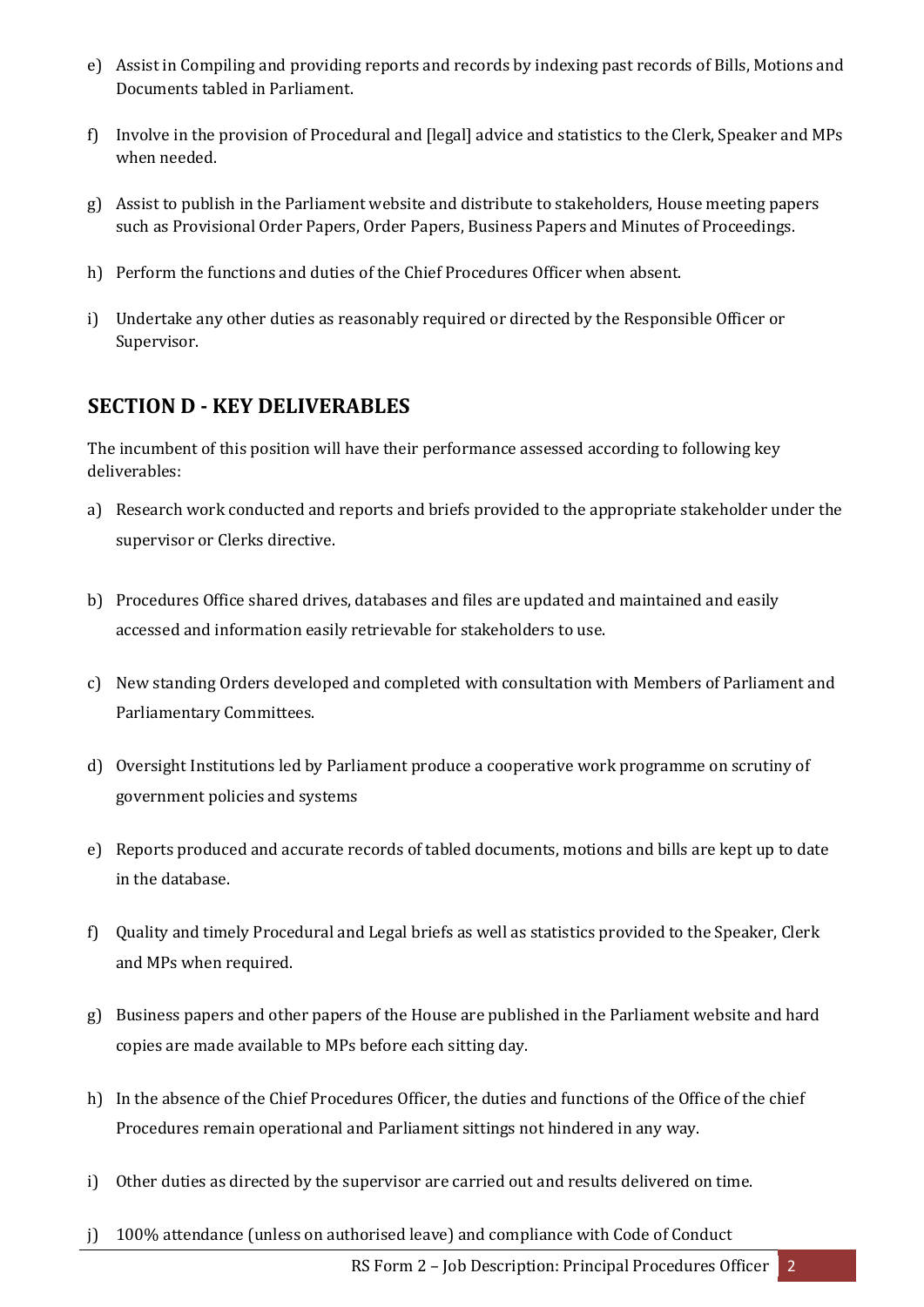e) Assist in Compiling and providing reports and records by indexing past records of Bills, Motions and Documents tabled in Parliament.

f) Involve in the provision of Procedural and [legal] advice and statistics to the Clerk, Speaker and MPs when needed.

g) Assist to publish in the Parliament website and distribute to stakeholders, House meeting papers such as Provisional Order Papers, Order Papers, Business Papers and Minutes of Proceedings.

h) Perform the functions and duties of the Chief Procedures Officer when absent.

i) Undertake any other duties as reasonably required or directed by the Responsible Officer or Supervisor.

## SECTION D - KEY DELIVERABLES

The incumbent of this position will have their performance assessed according to following key deliverables:

a) Research work conducted and reports and briefs provided to the appropriate stakeholder under the supervisor or Clerks directive.

b) Procedures Office shared drives, databases and files are updated and maintained and easily accessed and information easily retrievable for stakeholders to use.

c) New standing Orders developed and completed with consultation with Members of Parliament and Parliamentary Committees.

d) Oversight Institutions led by Parliament produce a cooperative work programme on scrutiny of government policies and systems

e) Reports produced and accurate records of tabled documents, motions and bills are kept up to date in the database.

f) Quality and timely Procedural and Legal briefs as well as statistics provided to the Speaker, Clerk and MPs when required.

g) Business papers and other papers of the House are published in the Parliament website and hard copies are made available to MPs before each sitting day.

h) In the absence of the Chief Procedures Officer, the duties and functions of the Office of the chief Procedures remain operational and Parliament sittings not hindered in any way.

i) Other duties as directed by the supervisor are carried out and results delivered on time.

j) 100% attendance (unless on authorised leave) and compliance with Code of Conduct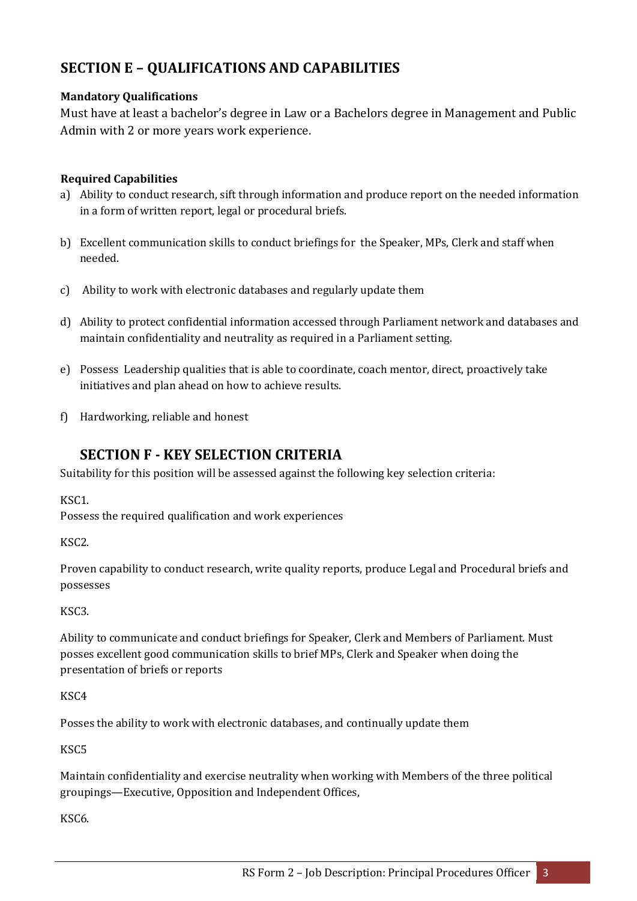## SECTION E – QUALIFICATIONS AND CAPABILITIES

**Mandatory Qualifications**

Must have at least a bachelor's degree in Law or a Bachelors degree in Management and Public Admin with 2 or more years work experience.

**Required Capabilities**

a) Ability to conduct research, sift through information and produce report on the needed information in a form of written report, legal or procedural briefs.

b) Excellent communication skills to conduct briefings for the Speaker, MPs, Clerk and staff when needed.

c) Ability to work with electronic databases and regularly update them

d) Ability to protect confidential information accessed through Parliament network and databases and maintain confidentiality and neutrality as required in a Parliament setting.

e) Possess Leadership qualities that is able to coordinate, coach mentor, direct, proactively take initiatives and plan ahead on how to achieve results.

f) Hardworking, reliable and honest

## SECTION F - KEY SELECTION CRITERIA

Suitability for this position will be assessed against the following key selection criteria:

KSC1.

Possess the required qualification and work experiences

KSC2.

Proven capability to conduct research, write quality reports, produce Legal and Procedural briefs and possesses

KSC3.

Ability to communicate and conduct briefings for Speaker, Clerk and Members of Parliament. Must posses excellent good communication skills to brief MPs, Clerk and Speaker when doing the presentation of briefs or reports

KSC4

Posses the ability to work with electronic databases, and continually update them

KSC5

Maintain confidentiality and exercise neutrality when working with Members of the three political groupings—Executive, Opposition and Independent Offices,

KSC6.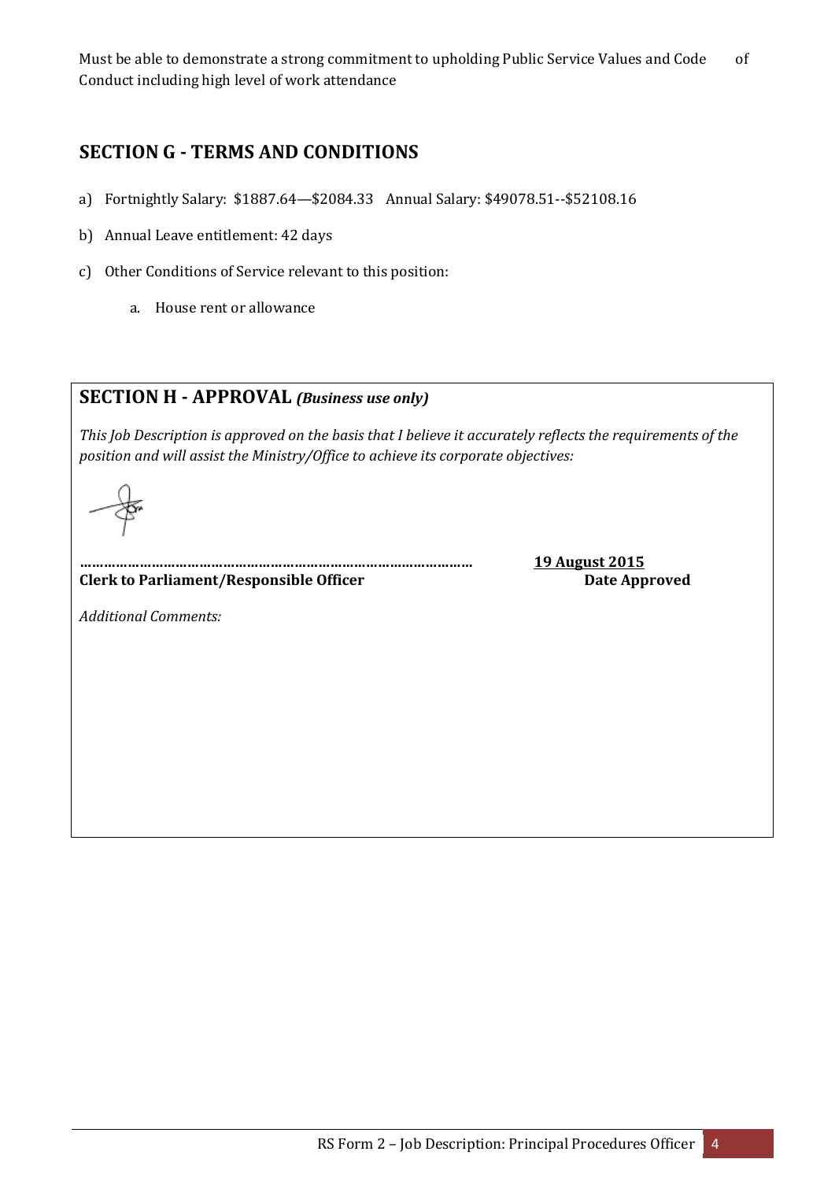Must be able to demonstrate a strong commitment to upholding Public Service Values and Code of Conduct including high level of work attendance

## SECTION G - TERMS AND CONDITIONS

a) Fortnightly Salary: $1887.64—$2084.33 Annual Salary: $49078.51--$52108.16

b) Annual Leave entitlement: 42 days

c) Other Conditions of Service relevant to this position:

   a. House rent or allowance

## SECTION H - APPROVAL *(Business use only)*

*This Job Description is approved on the basis that I believe it accurately reflects the requirements of the position and will assist the Ministry/Office to achieve its corporate objectives:*

……………………………………………………………………………… **19 August 2015**

**Clerk to Parliament/Responsible Officer** **Date Approved**

*Additional Comments:*